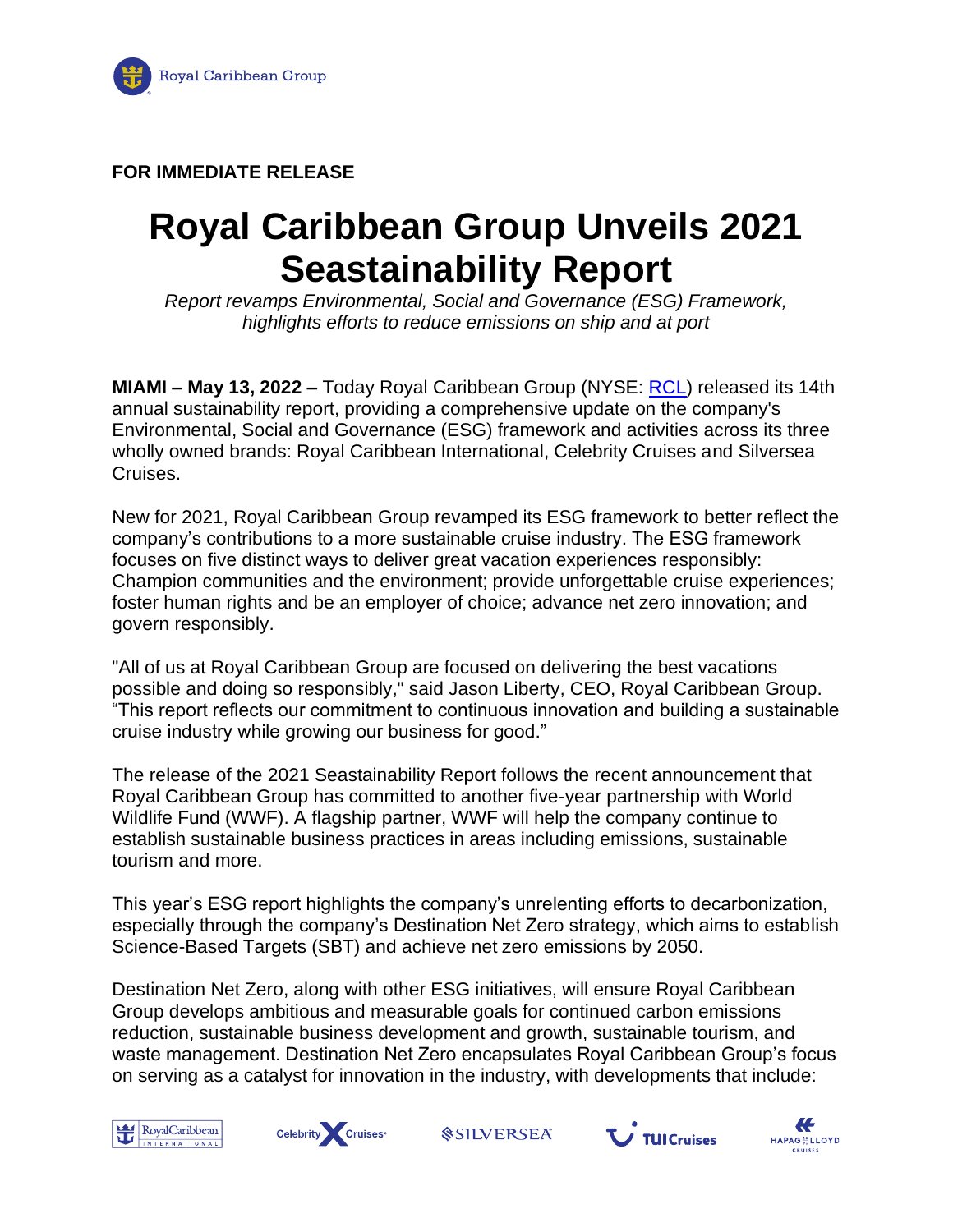**FOR IMMEDIATE RELEASE**

# Royal Caribbean Group Unveils 2021 Seastainability Report

*Report revamps Environmental, Social and Governance (ESG) Framework, highlights efforts to reduce emissions on ship and at port*

**MIAMI – May 13, 2022 –** Today Royal Caribbean Group (NYSE: RCL) released its 14th annual sustainability report, providing a comprehensive update on the company's Environmental, Social and Governance (ESG) framework and activities across its three wholly owned brands: Royal Caribbean International, Celebrity Cruises and Silversea Cruises.

New for 2021, Royal Caribbean Group revamped its ESG framework to better reflect the company's contributions to a more sustainable cruise industry. The ESG framework focuses on five distinct ways to deliver great vacation experiences responsibly: Champion communities and the environment; provide unforgettable cruise experiences; foster human rights and be an employer of choice; advance net zero innovation; and govern responsibly.

"All of us at Royal Caribbean Group are focused on delivering the best vacations possible and doing so responsibly," said Jason Liberty, CEO, Royal Caribbean Group. "This report reflects our commitment to continuous innovation and building a sustainable cruise industry while growing our business for good."

The release of the 2021 Seastainability Report follows the recent announcement that Royal Caribbean Group has committed to another five-year partnership with World Wildlife Fund (WWF). A flagship partner, WWF will help the company continue to establish sustainable business practices in areas including emissions, sustainable tourism and more.

This year's ESG report highlights the company's unrelenting efforts to decarbonization, especially through the company's Destination Net Zero strategy, which aims to establish Science-Based Targets (SBT) and achieve net zero emissions by 2050.

Destination Net Zero, along with other ESG initiatives, will ensure Royal Caribbean Group develops ambitious and measurable goals for continued carbon emissions reduction, sustainable business development and growth, sustainable tourism, and waste management. Destination Net Zero encapsulates Royal Caribbean Group's focus on serving as a catalyst for innovation in the industry, with developments that include: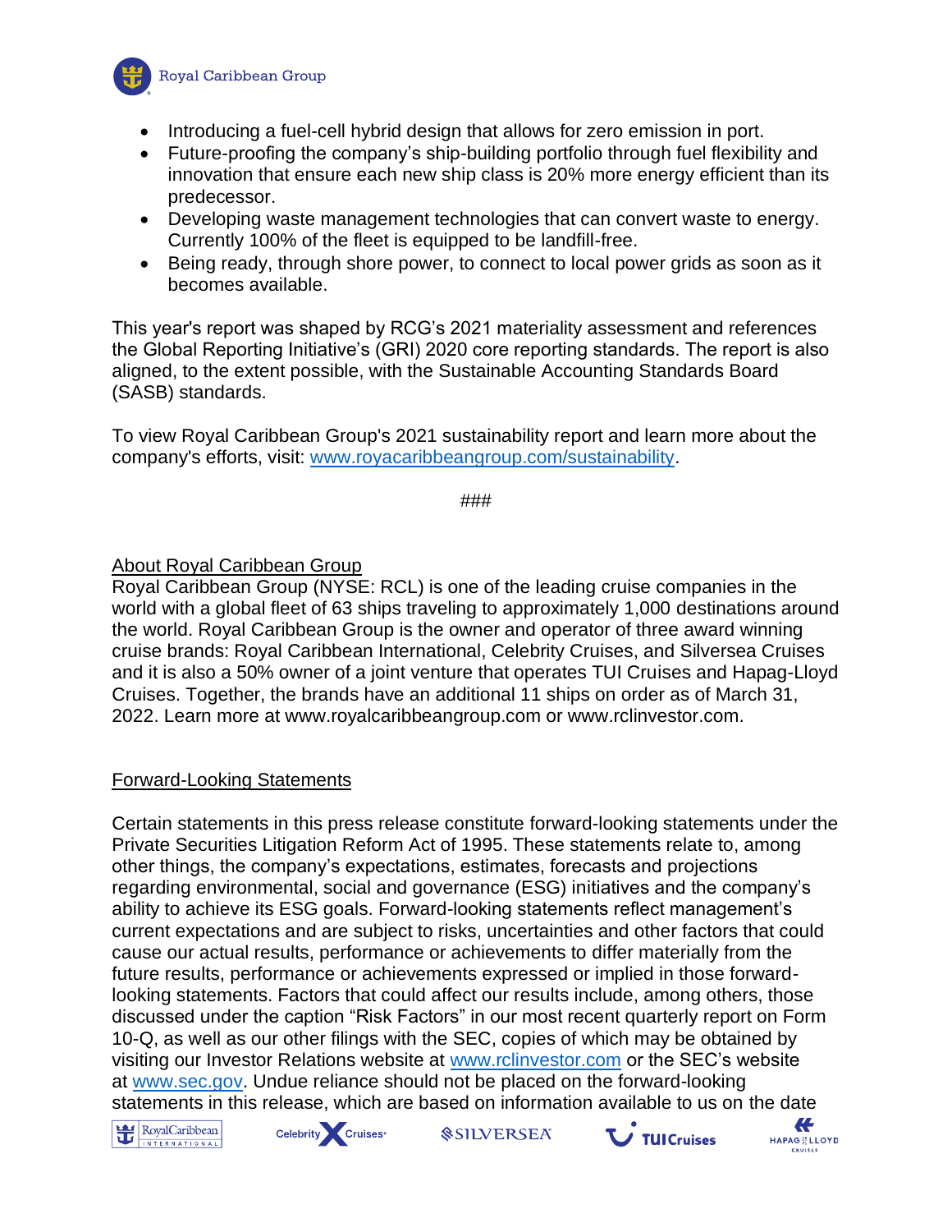- Introducing a fuel-cell hybrid design that allows for zero emission in port.
- Future-proofing the company's ship-building portfolio through fuel flexibility and innovation that ensure each new ship class is 20% more energy efficient than its predecessor.
- Developing waste management technologies that can convert waste to energy. Currently 100% of the fleet is equipped to be landfill-free.
- Being ready, through shore power, to connect to local power grids as soon as it becomes available.

This year's report was shaped by RCG's 2021 materiality assessment and references the Global Reporting Initiative's (GRI) 2020 core reporting standards. The report is also aligned, to the extent possible, with the Sustainable Accounting Standards Board (SASB) standards.

To view Royal Caribbean Group's 2021 sustainability report and learn more about the company's efforts, visit: [www.royacaribbeangroup.com/sustainability](www.royacaribbeangroup.com/sustainability).

###

## About Royal Caribbean Group

Royal Caribbean Group (NYSE: RCL) is one of the leading cruise companies in the world with a global fleet of 63 ships traveling to approximately 1,000 destinations around the world. Royal Caribbean Group is the owner and operator of three award winning cruise brands: Royal Caribbean International, Celebrity Cruises, and Silversea Cruises and it is also a 50% owner of a joint venture that operates TUI Cruises and Hapag-Lloyd Cruises. Together, the brands have an additional 11 ships on order as of March 31, 2022. Learn more at www.royalcaribbeangroup.com or www.rclinvestor.com.

## Forward-Looking Statements

Certain statements in this press release constitute forward-looking statements under the Private Securities Litigation Reform Act of 1995. These statements relate to, among other things, the company's expectations, estimates, forecasts and projections regarding environmental, social and governance (ESG) initiatives and the company's ability to achieve its ESG goals. Forward-looking statements reflect management's current expectations and are subject to risks, uncertainties and other factors that could cause our actual results, performance or achievements to differ materially from the future results, performance or achievements expressed or implied in those forward-looking statements. Factors that could affect our results include, among others, those discussed under the caption "Risk Factors" in our most recent quarterly report on Form 10-Q, as well as our other filings with the SEC, copies of which may be obtained by visiting our Investor Relations website at [www.rclinvestor.com](www.rclinvestor.com) or the SEC's website at [www.sec.gov](www.sec.gov). Undue reliance should not be placed on the forward-looking statements in this release, which are based on information available to us on the date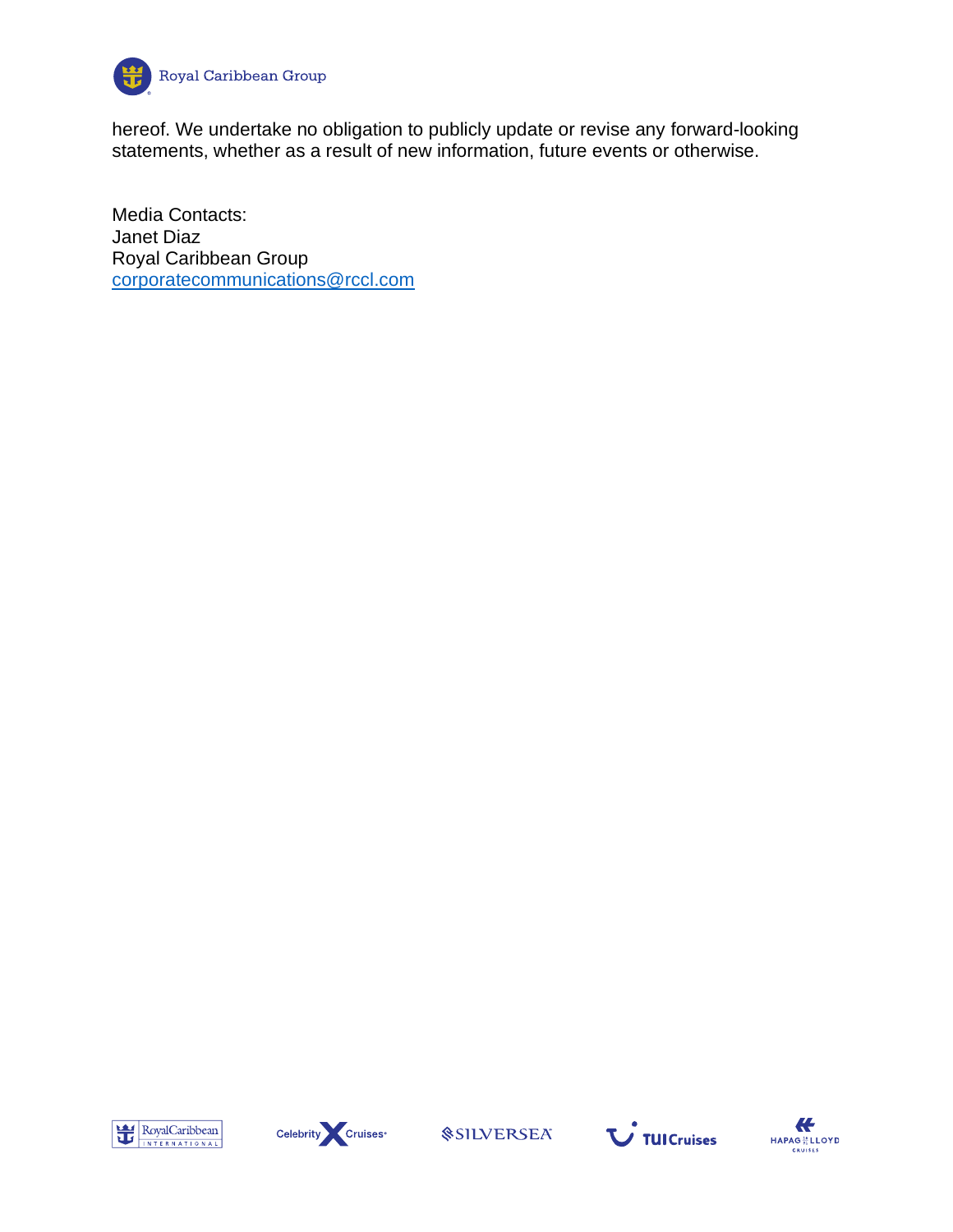hereof. We undertake no obligation to publicly update or revise any forward-looking statements, whether as a result of new information, future events or otherwise.

Media Contacts:
Janet Diaz
Royal Caribbean Group
corporatecommunications@rccl.com